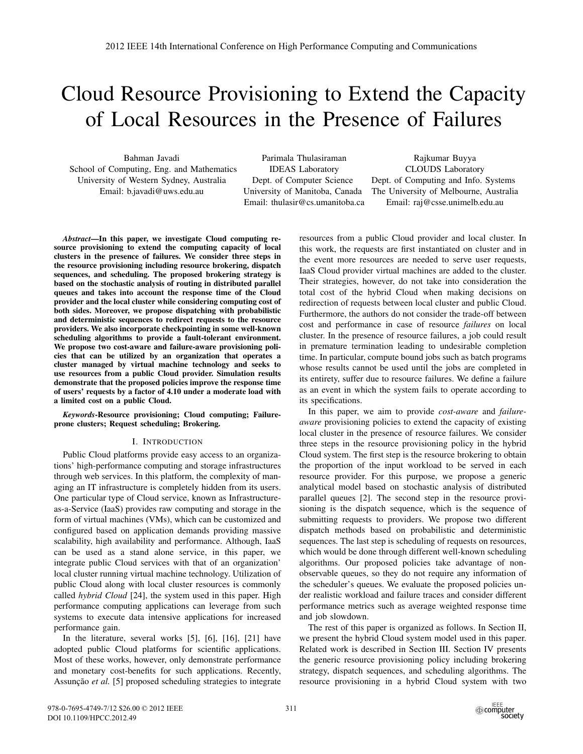# Cloud Resource Provisioning to Extend the Capacity of Local Resources in the Presence of Failures

Bahman Javadi
School of Computing, Eng. and Mathematics
University of Western Sydney, Australia
Email: b.javadi@uws.edu.au

Parimala Thulasiraman
IDEAS Laboratory
Dept. of Computer Science
University of Manitoba, Canada
Email: thulasir@cs.umanitoba.ca

Rajkumar Buyya
CLOUDS Laboratory
Dept. of Computing and Info. Systems
The University of Melbourne, Australia
Email: raj@csse.unimelb.edu.au

***Abstract*—In this paper, we investigate Cloud computing resource provisioning to extend the computing capacity of local clusters in the presence of failures. We consider three steps in the resource provisioning including resource brokering, dispatch sequences, and scheduling. The proposed brokering strategy is based on the stochastic analysis of routing in distributed parallel queues and takes into account the response time of the Cloud provider and the local cluster while considering computing cost of both sides. Moreover, we propose dispatching with probabilistic and deterministic sequences to redirect requests to the resource providers. We also incorporate checkpointing in some well-known scheduling algorithms to provide a fault-tolerant environment. We propose two cost-aware and failure-aware provisioning policies that can be utilized by an organization that operates a cluster managed by virtual machine technology and seeks to use resources from a public Cloud provider. Simulation results demonstrate that the proposed policies improve the response time of users' requests by a factor of 4.10 under a moderate load with a limited cost on a public Cloud.**

***Keywords*-Resource provisioning; Cloud computing; Failure-prone clusters; Request scheduling; Brokering.**

## I. Introduction

Public Cloud platforms provide easy access to an organizations' high-performance computing and storage infrastructures through web services. In this platform, the complexity of managing an IT infrastructure is completely hidden from its users. One particular type of Cloud service, known as Infrastructure-as-a-Service (IaaS) provides raw computing and storage in the form of virtual machines (VMs), which can be customized and configured based on application demands providing massive scalability, high availability and performance. Although, IaaS can be used as a stand alone service, in this paper, we integrate public Cloud services with that of an organization' local cluster running virtual machine technology. Utilization of public Cloud along with local cluster resources is commonly called *hybrid Cloud* [24], the system used in this paper. High performance computing applications can leverage from such systems to execute data intensive applications for increased performance gain.

In the literature, several works [5], [6], [16], [21] have adopted public Cloud platforms for scientific applications. Most of these works, however, only demonstrate performance and monetary cost-benefits for such applications. Recently, Assunção *et al.* [5] proposed scheduling strategies to integrate resources from a public Cloud provider and local cluster. In this work, the requests are first instantiated on cluster and in the event more resources are needed to serve user requests, IaaS Cloud provider virtual machines are added to the cluster. Their strategies, however, do not take into consideration the total cost of the hybrid Cloud when making decisions on redirection of requests between local cluster and public Cloud. Furthermore, the authors do not consider the trade-off between cost and performance in case of resource *failures* on local cluster. In the presence of resource failures, a job could result in premature termination leading to undesirable completion time. In particular, compute bound jobs such as batch programs whose results cannot be used until the jobs are completed in its entirety, suffer due to resource failures. We define a failure as an event in which the system fails to operate according to its specifications.

In this paper, we aim to provide *cost-aware* and *failure-aware* provisioning policies to extend the capacity of existing local cluster in the presence of resource failures. We consider three steps in the resource provisioning policy in the hybrid Cloud system. The first step is the resource brokering to obtain the proportion of the input workload to be served in each resource provider. For this purpose, we propose a generic analytical model based on stochastic analysis of distributed parallel queues [2]. The second step in the resource provisioning is the dispatch sequence, which is the sequence of submitting requests to providers. We propose two different dispatch methods based on probabilistic and deterministic sequences. The last step is scheduling of requests on resources, which would be done through different well-known scheduling algorithms. Our proposed policies take advantage of non-observable queues, so they do not require any information of the scheduler's queues. We evaluate the proposed policies under realistic workload and failure traces and consider different performance metrics such as average weighted response time and job slowdown.

The rest of this paper is organized as follows. In Section II, we present the hybrid Cloud system model used in this paper. Related work is described in Section III. Section IV presents the generic resource provisioning policy including brokering strategy, dispatch sequences, and scheduling algorithms. The resource provisioning in a hybrid Cloud system with two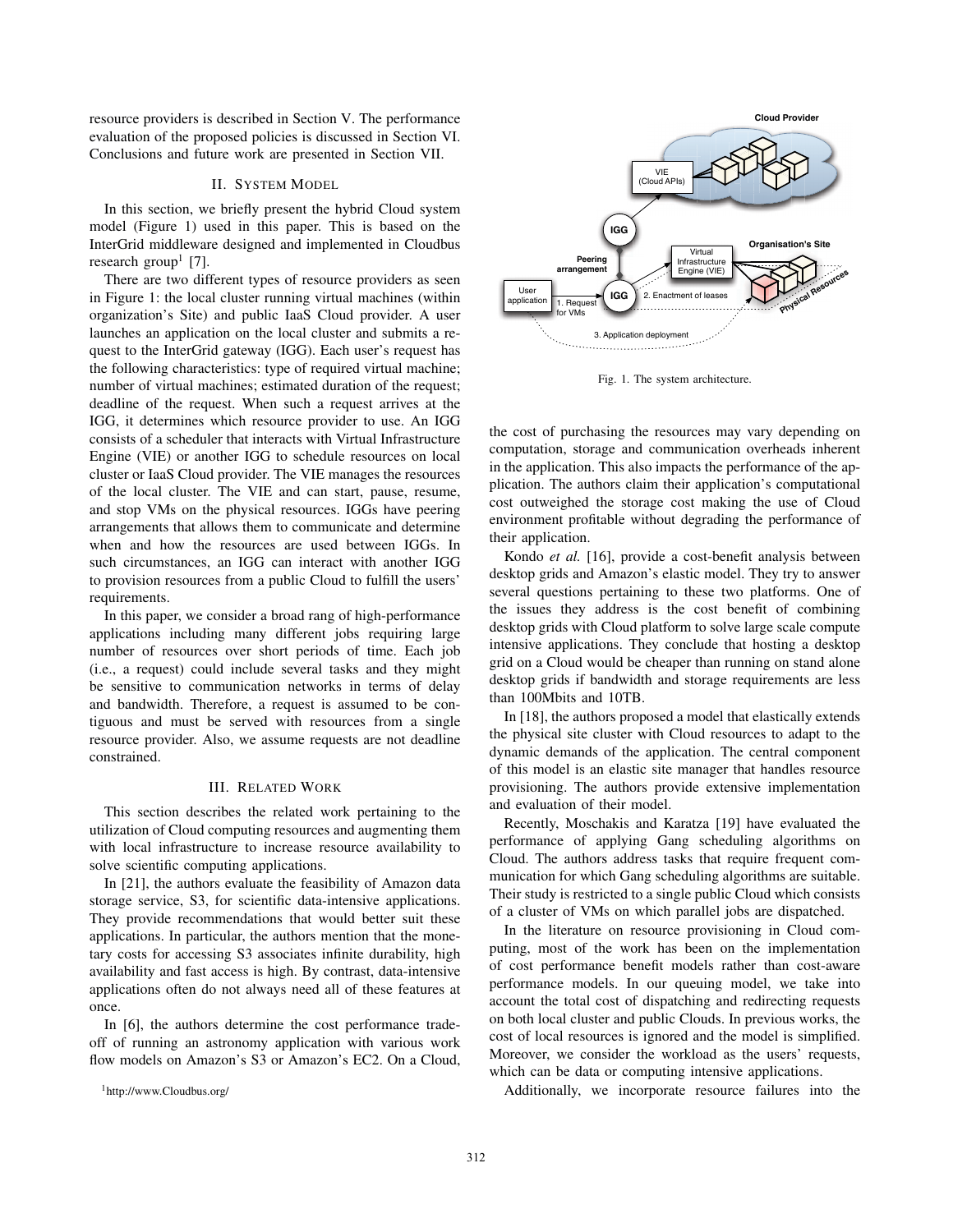resource providers is described in Section V. The performance evaluation of the proposed policies is discussed in Section VI. Conclusions and future work are presented in Section VII.

## II. System Model

In this section, we briefly present the hybrid Cloud system model (Figure 1) used in this paper. This is based on the InterGrid middleware designed and implemented in Cloudbus research group[1] [7].

There are two different types of resource providers as seen in Figure 1: the local cluster running virtual machines (within organization's Site) and public IaaS Cloud provider. A user launches an application on the local cluster and submits a request to the InterGrid gateway (IGG). Each user's request has the following characteristics: type of required virtual machine; number of virtual machines; estimated duration of the request; deadline of the request. When such a request arrives at the IGG, it determines which resource provider to use. An IGG consists of a scheduler that interacts with Virtual Infrastructure Engine (VIE) or another IGG to schedule resources on local cluster or IaaS Cloud provider. The VIE manages the resources of the local cluster. The VIE and can start, pause, resume, and stop VMs on the physical resources. IGGs have peering arrangements that allows them to communicate and determine when and how the resources are used between IGGs. In such circumstances, an IGG can interact with another IGG to provision resources from a public Cloud to fulfill the users' requirements.

In this paper, we consider a broad rang of high-performance applications including many different jobs requiring large number of resources over short periods of time. Each job (i.e., a request) could include several tasks and they might be sensitive to communication networks in terms of delay and bandwidth. Therefore, a request is assumed to be contiguous and must be served with resources from a single resource provider. Also, we assume requests are not deadline constrained.

[1] http://www.Cloudbus.org/

Cloud Provider

VIE (Cloud APIs)

IGG

Peering arrangement

Virtual Infrastructure Engine (VIE)

Organisation's Site

User application

1. Request for VMs

IGG

2. Enactment of leases

Physical Resources

3. Application deployment

Fig. 1. The system architecture.

## III. Related Work

This section describes the related work pertaining to the utilization of Cloud computing resources and augmenting them with local infrastructure to increase resource availability to solve scientific computing applications.

In [21], the authors evaluate the feasibility of Amazon data storage service, S3, for scientific data-intensive applications. They provide recommendations that would better suit these applications. In particular, the authors mention that the monetary costs for accessing S3 associates infinite durability, high availability and fast access is high. By contrast, data-intensive applications often do not always need all of these features at once.

In [6], the authors determine the cost performance tradeoff of running an astronomy application with various work flow models on Amazon's S3 or Amazon's EC2. On a Cloud, the cost of purchasing the resources may vary depending on computation, storage and communication overheads inherent in the application. This also impacts the performance of the application. The authors claim their application's computational cost outweighed the storage cost making the use of Cloud environment profitable without degrading the performance of their application.

Kondo *et al.* [16], provide a cost-benefit analysis between desktop grids and Amazon's elastic model. They try to answer several questions pertaining to these two platforms. One of the issues they address is the cost benefit of combining desktop grids with Cloud platform to solve large scale compute intensive applications. They conclude that hosting a desktop grid on a Cloud would be cheaper than running on stand alone desktop grids if bandwidth and storage requirements are less than 100Mbits and 10TB.

In [18], the authors proposed a model that elastically extends the physical site cluster with Cloud resources to adapt to the dynamic demands of the application. The central component of this model is an elastic site manager that handles resource provisioning. The authors provide extensive implementation and evaluation of their model.

Recently, Moschakis and Karatza [19] have evaluated the performance of applying Gang scheduling algorithms on Cloud. The authors address tasks that require frequent communication for which Gang scheduling algorithms are suitable. Their study is restricted to a single public Cloud which consists of a cluster of VMs on which parallel jobs are dispatched.

In the literature on resource provisioning in Cloud computing, most of the work has been on the implementation of cost performance benefit models rather than cost-aware performance models. In our queuing model, we take into account the total cost of dispatching and redirecting requests on both local cluster and public Clouds. In previous works, the cost of local resources is ignored and the model is simplified. Moreover, we consider the workload as the users' requests, which can be data or computing intensive applications.

Additionally, we incorporate resource failures into the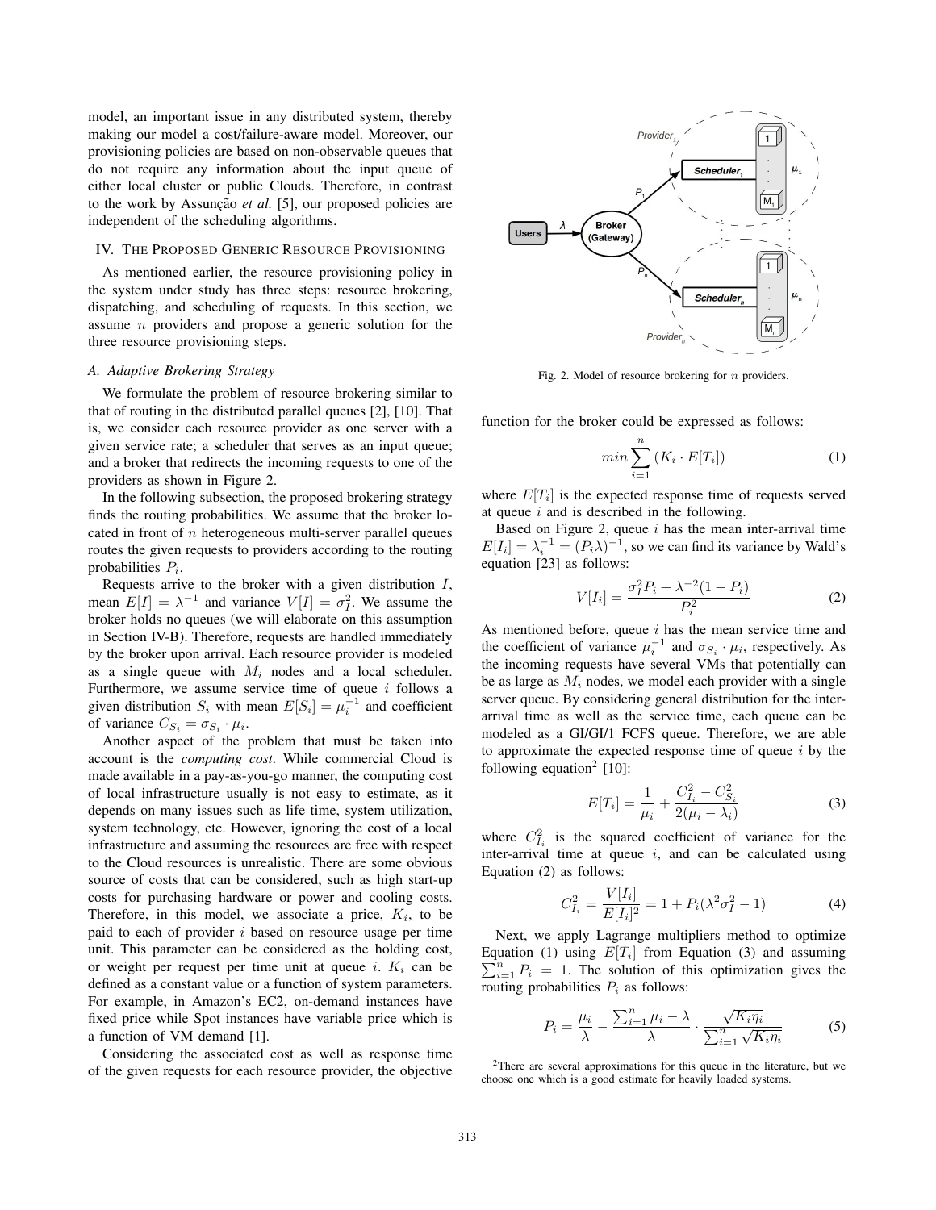model, an important issue in any distributed system, thereby making our model a cost/failure-aware model. Moreover, our provisioning policies are based on non-observable queues that do not require any information about the input queue of either local cluster or public Clouds. Therefore, in contrast to the work by Assunção *et al.* [5], our proposed policies are independent of the scheduling algorithms.

## IV. The Proposed Generic Resource Provisioning

As mentioned earlier, the resource provisioning policy in the system under study has three steps: resource brokering, dispatching, and scheduling of requests. In this section, we assume $n$ providers and propose a generic solution for the three resource provisioning steps.

### *A. Adaptive Brokering Strategy*

We formulate the problem of resource brokering similar to that of routing in the distributed parallel queues [2], [10]. That is, we consider each resource provider as one server with a given service rate; a scheduler that serves as an input queue; and a broker that redirects the incoming requests to one of the providers as shown in Figure 2.

In the following subsection, the proposed brokering strategy finds the routing probabilities. We assume that the broker located in front of $n$ heterogeneous multi-server parallel queues routes the given requests to providers according to the routing probabilities $P_i$.

Requests arrive to the broker with a given distribution $I$, mean $E[I] = \lambda^{-1}$ and variance $V[I] = \sigma_I^2$. We assume the broker holds no queues (we will elaborate on this assumption in Section IV-B). Therefore, requests are handled immediately by the broker upon arrival. Each resource provider is modeled as a single queue with $M_i$ nodes and a local scheduler. Furthermore, we assume service time of queue $i$ follows a given distribution $S_i$ with mean $E[S_i] = \mu_i^{-1}$ and coefficient of variance $C_{S_i} = \sigma_{S_i} \cdot \mu_i$.

Another aspect of the problem that must be taken into account is the *computing cost*. While commercial Cloud is made available in a pay-as-you-go manner, the computing cost of local infrastructure usually is not easy to estimate, as it depends on many issues such as life time, system utilization, system technology, etc. However, ignoring the cost of a local infrastructure and assuming the resources are free with respect to the Cloud resources is unrealistic. There are some obvious source of costs that can be considered, such as high start-up costs for purchasing hardware or power and cooling costs. Therefore, in this model, we associate a price, $K_i$, to be paid to each of provider $i$ based on resource usage per time unit. This parameter can be considered as the holding cost, or weight per request per time unit at queue $i$. $K_i$ can be defined as a constant value or a function of system parameters. For example, in Amazon's EC2, on-demand instances have fixed price while Spot instances have variable price which is a function of VM demand [1].

Considering the associated cost as well as response time of the given requests for each resource provider, the objective function for the broker could be expressed as follows:

Fig. 2. Model of resource brokering for $n$ providers.

$$min \sum_{i=1}^{n} (K_i \cdot E[T_i]) \tag{1}$$

where $E[T_i]$ is the expected response time of requests served at queue $i$ and is described in the following.

Based on Figure 2, queue $i$ has the mean inter-arrival time $E[I_i] = \lambda_i^{-1} = (P_i \lambda)^{-1}$, so we can find its variance by Wald's equation [23] as follows:

$$V[I_i] = \frac{\sigma_I^2 P_i + \lambda^{-2}(1 - P_i)}{P_i^2} \tag{2}$$

As mentioned before, queue $i$ has the mean service time and the coefficient of variance $\mu_i^{-1}$ and $\sigma_{S_i} \cdot \mu_i$, respectively. As the incoming requests have several VMs that potentially can be as large as $M_i$ nodes, we model each provider with a single server queue. By considering general distribution for the inter-arrival time as well as the service time, each queue can be modeled as a GI/GI/1 FCFS queue. Therefore, we are able to approximate the expected response time of queue $i$ by the following equation[2] [10]:

$$E[T_i] = \frac{1}{\mu_i} + \frac{C_{I_i}^2 - C_{S_i}^2}{2(\mu_i - \lambda_i)} \tag{3}$$

where $C_{I_i}^2$ is the squared coefficient of variance for the inter-arrival time at queue $i$, and can be calculated using Equation (2) as follows:

$$C_{I_i}^2 = \frac{V[I_i]}{E[I_i]^2} = 1 + P_i(\lambda^2 \sigma_I^2 - 1) \tag{4}$$

Next, we apply Lagrange multipliers method to optimize Equation (1) using $E[T_i]$ from Equation (3) and assuming $\sum_{i=1}^{n} P_i = 1$. The solution of this optimization gives the routing probabilities $P_i$ as follows:

$$P_i = \frac{\mu_i}{\lambda} - \frac{\sum_{i=1}^{n} \mu_i - \lambda}{\lambda} \cdot \frac{\sqrt{K_i \eta_i}}{\sum_{i=1}^{n} \sqrt{K_i \eta_i}} \tag{5}$$

[2]There are several approximations for this queue in the literature, but we choose one which is a good estimate for heavily loaded systems.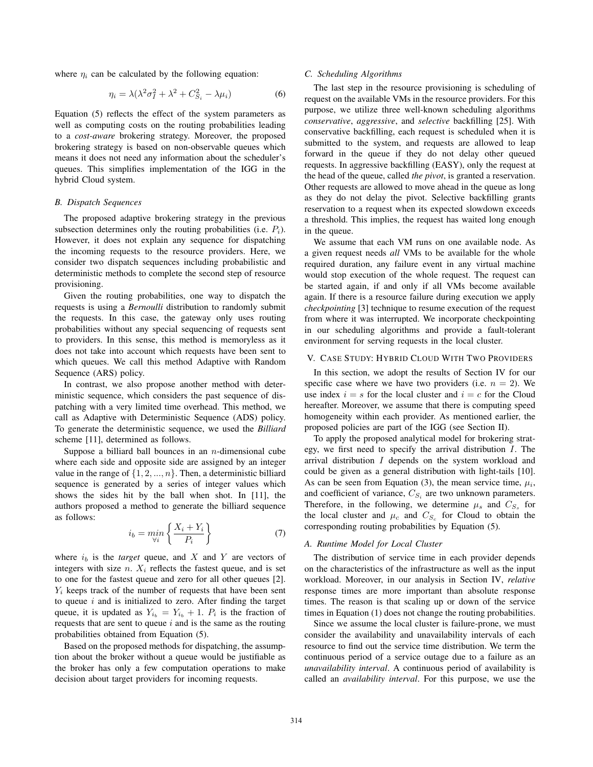where $\eta_i$ can be calculated by the following equation:

$$\eta_i = \lambda(\lambda^2 \sigma_I^2 + \lambda^2 + C_{S_i}^2 - \lambda \mu_i) \tag{6}$$

Equation (5) reflects the effect of the system parameters as well as computing costs on the routing probabilities leading to a *cost-aware* brokering strategy. Moreover, the proposed brokering strategy is based on non-observable queues which means it does not need any information about the scheduler's queues. This simplifies implementation of the IGG in the hybrid Cloud system.

### B. Dispatch Sequences

The proposed adaptive brokering strategy in the previous subsection determines only the routing probabilities (i.e. $P_i$). However, it does not explain any sequence for dispatching the incoming requests to the resource providers. Here, we consider two dispatch sequences including probabilistic and deterministic methods to complete the second step of resource provisioning.

Given the routing probabilities, one way to dispatch the requests is using a *Bernoulli* distribution to randomly submit the requests. In this case, the gateway only uses routing probabilities without any special sequencing of requests sent to providers. In this sense, this method is memoryless as it does not take into account which requests have been sent to which queues. We call this method Adaptive with Random Sequence (ARS) policy.

In contrast, we also propose another method with deterministic sequence, which considers the past sequence of dispatching with a very limited time overhead. This method, we call as Adaptive with Deterministic Sequence (ADS) policy. To generate the deterministic sequence, we used the *Billiard* scheme [11], determined as follows.

Suppose a billiard ball bounces in an $n$-dimensional cube where each side and opposite side are assigned by an integer value in the range of $\{1, 2, ..., n\}$. Then, a deterministic billiard sequence is generated by a series of integer values which shows the sides hit by the ball when shot. In [11], the authors proposed a method to generate the billiard sequence as follows:

$$i_b = \min_{\forall i} \left\{ \frac{X_i + Y_i}{P_i} \right\} \tag{7}$$

where $i_b$ is the *target* queue, and $X$ and $Y$ are vectors of integers with size $n$. $X_i$ reflects the fastest queue, and is set to one for the fastest queue and zero for all other queues [2]. $Y_i$ keeps track of the number of requests that have been sent to queue $i$ and is initialized to zero. After finding the target queue, it is updated as $Y_{i_b} = Y_{i_b} + 1$. $P_i$ is the fraction of requests that are sent to queue $i$ and is the same as the routing probabilities obtained from Equation (5).

Based on the proposed methods for dispatching, the assumption about the broker without a queue would be justifiable as the broker has only a few computation operations to make decision about target providers for incoming requests.

### C. Scheduling Algorithms

The last step in the resource provisioning is scheduling of request on the available VMs in the resource providers. For this purpose, we utilize three well-known scheduling algorithms *conservative*, *aggressive*, and *selective* backfilling [25]. With conservative backfilling, each request is scheduled when it is submitted to the system, and requests are allowed to leap forward in the queue if they do not delay other queued requests. In aggressive backfilling (EASY), only the request at the head of the queue, called *the pivot*, is granted a reservation. Other requests are allowed to move ahead in the queue as long as they do not delay the pivot. Selective backfilling grants reservation to a request when its expected slowdown exceeds a threshold. This implies, the request has waited long enough in the queue.

We assume that each VM runs on one available node. As a given request needs *all* VMs to be available for the whole required duration, any failure event in any virtual machine would stop execution of the whole request. The request can be started again, if and only if all VMs become available again. If there is a resource failure during execution we apply *checkpointing* [3] technique to resume execution of the request from where it was interrupted. We incorporate checkpointing in our scheduling algorithms and provide a fault-tolerant environment for serving requests in the local cluster.

## V. Case Study: Hybrid Cloud With Two Providers

In this section, we adopt the results of Section IV for our specific case where we have two providers (i.e. $n = 2$). We use index $i = s$ for the local cluster and $i = c$ for the Cloud hereafter. Moreover, we assume that there is computing speed homogeneity within each provider. As mentioned earlier, the proposed policies are part of the IGG (see Section II).

To apply the proposed analytical model for brokering strategy, we first need to specify the arrival distribution $I$. The arrival distribution $I$ depends on the system workload and could be given as a general distribution with light-tails [10]. As can be seen from Equation (3), the mean service time, $\mu_i$, and coefficient of variance, $C_{S_i}$ are two unknown parameters. Therefore, in the following, we determine $\mu_s$ and $C_{S_s}$ for the local cluster and $\mu_c$ and $C_{S_c}$ for Cloud to obtain the corresponding routing probabilities by Equation (5).

### A. Runtime Model for Local Cluster

The distribution of service time in each provider depends on the characteristics of the infrastructure as well as the input workload. Moreover, in our analysis in Section IV, *relative* response times are more important than absolute response times. The reason is that scaling up or down of the service times in Equation (1) does not change the routing probabilities.

Since we assume the local cluster is failure-prone, we must consider the availability and unavailability intervals of each resource to find out the service time distribution. We term the continuous period of a service outage due to a failure as an *unavailability interval*. A continuous period of availability is called an *availability interval*. For this purpose, we use the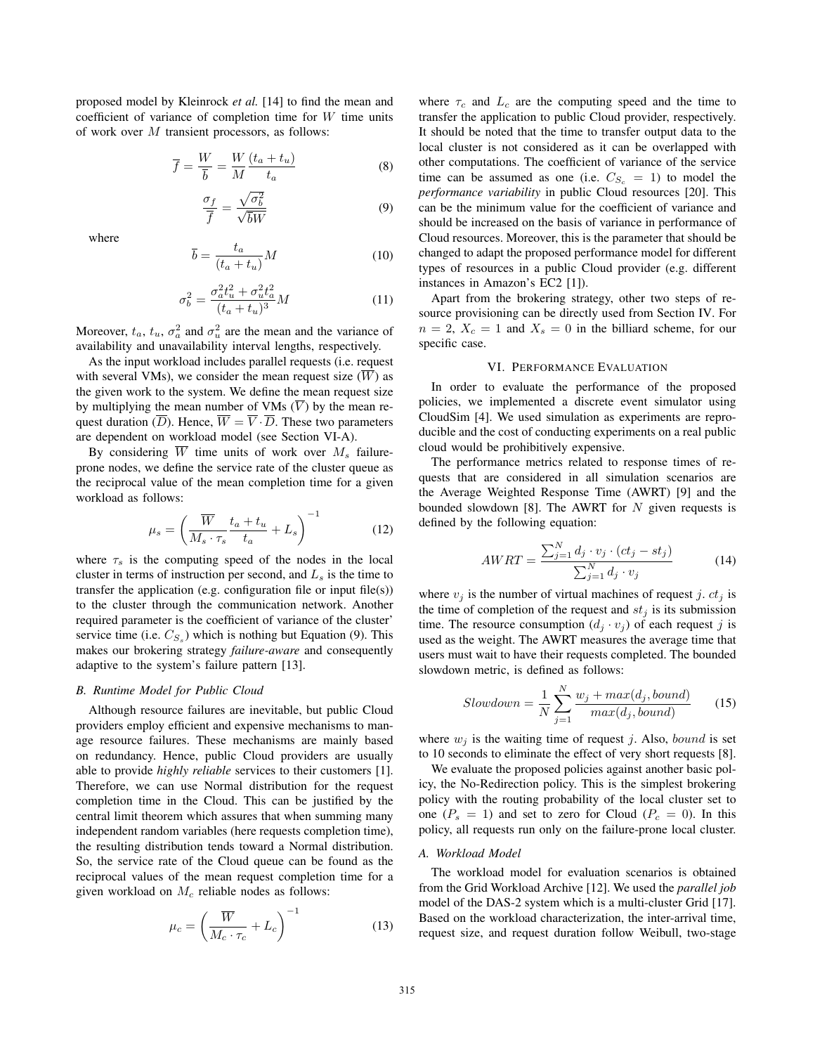proposed model by Kleinrock *et al.* [14] to find the mean and coefficient of variance of completion time for $W$ time units of work over $M$ transient processors, as follows:

$$\overline{f} = \frac{W}{\overline{b}} = \frac{W}{M}\frac{(t_a + t_u)}{t_a} \tag{8}$$

$$\frac{\sigma_f}{\overline{f}} = \frac{\sqrt{\sigma_b^2}}{\sqrt{\overline{b}W}} \tag{9}$$

where

$$\overline{b} = \frac{t_a}{(t_a + t_u)}M \tag{10}$$

$$\sigma_b^2 = \frac{\sigma_a^2 t_u^2 + \sigma_u^2 t_a^2}{(t_a + t_u)^3}M \tag{11}$$

Moreover, $t_a$, $t_u$, $\sigma_a^2$ and $\sigma_u^2$ are the mean and the variance of availability and unavailability interval lengths, respectively.

As the input workload includes parallel requests (i.e. request with several VMs), we consider the mean request size ($\overline{W}$) as the given work to the system. We define the mean request size by multiplying the mean number of VMs ($\overline{V}$) by the mean request duration ($\overline{D}$). Hence, $\overline{W} = \overline{V} \cdot \overline{D}$. These two parameters are dependent on workload model (see Section VI-A).

By considering $\overline{W}$ time units of work over $M_s$ failure-prone nodes, we define the service rate of the cluster queue as the reciprocal value of the mean completion time for a given workload as follows:

$$\mu_s = \left(\frac{\overline{W}}{M_s \cdot \tau_s}\frac{t_a + t_u}{t_a} + L_s\right)^{-1} \tag{12}$$

where $\tau_s$ is the computing speed of the nodes in the local cluster in terms of instruction per second, and $L_s$ is the time to transfer the application (e.g. configuration file or input file(s)) to the cluster through the communication network. Another required parameter is the coefficient of variance of the cluster' service time (i.e. $C_{S_s}$) which is nothing but Equation (9). This makes our brokering strategy *failure-aware* and consequently adaptive to the system's failure pattern [13].

### B. Runtime Model for Public Cloud

Although resource failures are inevitable, but public Cloud providers employ efficient and expensive mechanisms to manage resource failures. These mechanisms are mainly based on redundancy. Hence, public Cloud providers are usually able to provide *highly reliable* services to their customers [1]. Therefore, we can use Normal distribution for the request completion time in the Cloud. This can be justified by the central limit theorem which assures that when summing many independent random variables (here requests completion time), the resulting distribution tends toward a Normal distribution. So, the service rate of the Cloud queue can be found as the reciprocal values of the mean request completion time for a given workload on $M_c$ reliable nodes as follows:

$$\mu_c = \left(\frac{\overline{W}}{M_c \cdot \tau_c} + L_c\right)^{-1} \tag{13}$$

where $\tau_c$ and $L_c$ are the computing speed and the time to transfer the application to public Cloud provider, respectively. It should be noted that the time to transfer output data to the local cluster is not considered as it can be overlapped with other computations. The coefficient of variance of the service time can be assumed as one (i.e. $C_{S_c} = 1$) to model the *performance variability* in public Cloud resources [20]. This can be the minimum value for the coefficient of variance and should be increased on the basis of variance in performance of Cloud resources. Moreover, this is the parameter that should be changed to adapt the proposed performance model for different types of resources in a public Cloud provider (e.g. different instances in Amazon's EC2 [1]).

Apart from the brokering strategy, other two steps of resource provisioning can be directly used from Section IV. For $n = 2$, $X_c = 1$ and $X_s = 0$ in the billiard scheme, for our specific case.

## VI. Performance Evaluation

In order to evaluate the performance of the proposed policies, we implemented a discrete event simulator using CloudSim [4]. We used simulation as experiments are reproducible and the cost of conducting experiments on a real public cloud would be prohibitively expensive.

The performance metrics related to response times of requests that are considered in all simulation scenarios are the Average Weighted Response Time (AWRT) [9] and the bounded slowdown [8]. The AWRT for $N$ given requests is defined by the following equation:

$$AWRT = \frac{\sum_{j=1}^{N} d_j \cdot v_j \cdot (ct_j - st_j)}{\sum_{j=1}^{N} d_j \cdot v_j} \tag{14}$$

where $v_j$ is the number of virtual machines of request $j$. $ct_j$ is the time of completion of the request and $st_j$ is its submission time. The resource consumption ($d_j \cdot v_j$) of each request $j$ is used as the weight. The AWRT measures the average time that users must wait to have their requests completed. The bounded slowdown metric, is defined as follows:

$$Slowdown = \frac{1}{N}\sum_{j=1}^{N}\frac{w_j + max(d_j, bound)}{max(d_j, bound)} \tag{15}$$

where $w_j$ is the waiting time of request $j$. Also, $bound$ is set to 10 seconds to eliminate the effect of very short requests [8].

We evaluate the proposed policies against another basic policy, the No-Redirection policy. This is the simplest brokering policy with the routing probability of the local cluster set to one ($P_s = 1$) and set to zero for Cloud ($P_c = 0$). In this policy, all requests run only on the failure-prone local cluster.

### A. Workload Model

The workload model for evaluation scenarios is obtained from the Grid Workload Archive [12]. We used the *parallel job* model of the DAS-2 system which is a multi-cluster Grid [17]. Based on the workload characterization, the inter-arrival time, request size, and request duration follow Weibull, two-stage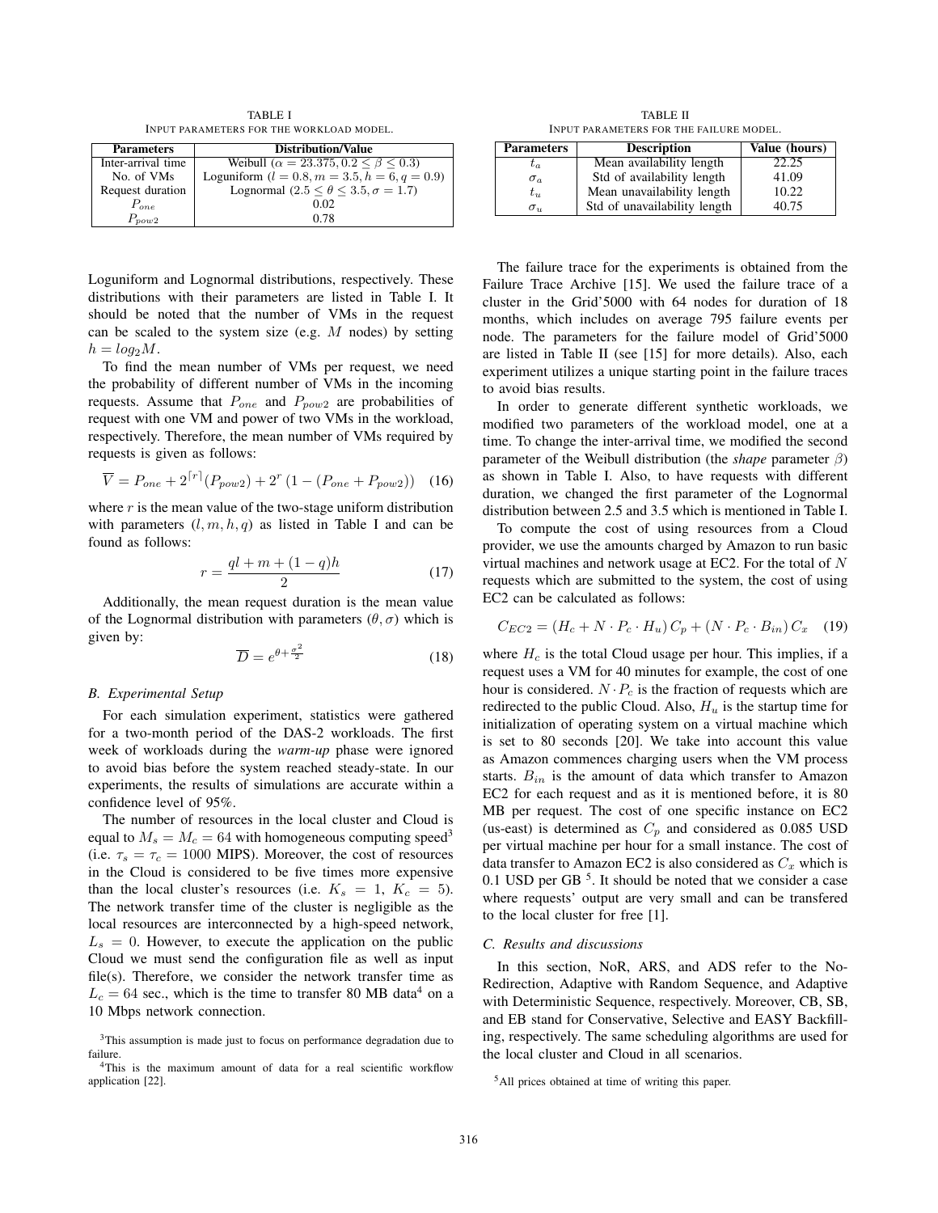TABLE I
INPUT PARAMETERS FOR THE WORKLOAD MODEL.

| Parameters | Distribution/Value |
|---|---|
| Inter-arrival time | Weibull ($\alpha = 23.375, 0.2 \leq \beta \leq 0.3$) |
| No. of VMs | Loguniform ($l = 0.8, m = 3.5, h = 6, q = 0.9$) |
| Request duration | Lognormal ($2.5 \leq \theta \leq 3.5, \sigma = 1.7$) |
| $P_{one}$ | 0.02 |
| $P_{pow2}$ | 0.78 |

Loguniform and Lognormal distributions, respectively. These distributions with their parameters are listed in Table I. It should be noted that the number of VMs in the request can be scaled to the system size (e.g. $M$ nodes) by setting $h = log_2 M$.

To find the mean number of VMs per request, we need the probability of different number of VMs in the incoming requests. Assume that $P_{one}$ and $P_{pow2}$ are probabilities of request with one VM and power of two VMs in the workload, respectively. Therefore, the mean number of VMs required by requests is given as follows:

$$\overline{V} = P_{one} + 2^{\lceil r \rceil}(P_{pow2}) + 2^{r}\left(1 - (P_{one} + P_{pow2})\right) \quad (16)$$

where $r$ is the mean value of the two-stage uniform distribution with parameters $(l, m, h, q)$ as listed in Table I and can be found as follows:

$$r = \frac{ql + m + (1-q)h}{2} \quad (17)$$

Additionally, the mean request duration is the mean value of the Lognormal distribution with parameters $(\theta, \sigma)$ which is given by:

$$\overline{D} = e^{\theta + \frac{\sigma^2}{2}} \quad (18)$$

### B. Experimental Setup

For each simulation experiment, statistics were gathered for a two-month period of the DAS-2 workloads. The first week of workloads during the *warm-up* phase were ignored to avoid bias before the system reached steady-state. In our experiments, the results of simulations are accurate within a confidence level of 95%.

The number of resources in the local cluster and Cloud is equal to $M_s = M_c = 64$ with homogeneous computing speed[3] (i.e. $\tau_s = \tau_c = 1000$ MIPS). Moreover, the cost of resources in the Cloud is considered to be five times more expensive than the local cluster's resources (i.e. $K_s = 1$, $K_c = 5$). The network transfer time of the cluster is negligible as the local resources are interconnected by a high-speed network, $L_s = 0$. However, to execute the application on the public Cloud we must send the configuration file as well as input file(s). Therefore, we consider the network transfer time as $L_c = 64$ sec., which is the time to transfer 80 MB data[4] on a 10 Mbps network connection.

[3]This assumption is made just to focus on performance degradation due to failure.

[4]This is the maximum amount of data for a real scientific workflow application [22].

TABLE II
INPUT PARAMETERS FOR THE FAILURE MODEL.

| Parameters | Description | Value (hours) |
|---|---|---|
| $t_a$ | Mean availability length | 22.25 |
| $\sigma_a$ | Std of availability length | 41.09 |
| $t_u$ | Mean unavailability length | 10.22 |
| $\sigma_u$ | Std of unavailability length | 40.75 |

The failure trace for the experiments is obtained from the Failure Trace Archive [15]. We used the failure trace of a cluster in the Grid'5000 with 64 nodes for duration of 18 months, which includes on average 795 failure events per node. The parameters for the failure model of Grid'5000 are listed in Table II (see [15] for more details). Also, each experiment utilizes a unique starting point in the failure traces to avoid bias results.

In order to generate different synthetic workloads, we modified two parameters of the workload model, one at a time. To change the inter-arrival time, we modified the second parameter of the Weibull distribution (the *shape* parameter $\beta$) as shown in Table I. Also, to have requests with different duration, we changed the first parameter of the Lognormal distribution between 2.5 and 3.5 which is mentioned in Table I.

To compute the cost of using resources from a Cloud provider, we use the amounts charged by Amazon to run basic virtual machines and network usage at EC2. For the total of $N$ requests which are submitted to the system, the cost of using EC2 can be calculated as follows:

$$C_{EC2} = (H_c + N \cdot P_c \cdot H_u)\, C_p + (N \cdot P_c \cdot B_{in})\, C_x \quad (19)$$

where $H_c$ is the total Cloud usage per hour. This implies, if a request uses a VM for 40 minutes for example, the cost of one hour is considered. $N \cdot P_c$ is the fraction of requests which are redirected to the public Cloud. Also, $H_u$ is the startup time for initialization of operating system on a virtual machine which is set to 80 seconds [20]. We take into account this value as Amazon commences charging users when the VM process starts. $B_{in}$ is the amount of data which transfer to Amazon EC2 for each request and as it is mentioned before, it is 80 MB per request. The cost of one specific instance on EC2 (us-east) is determined as $C_p$ and considered as 0.085 USD per virtual machine per hour for a small instance. The cost of data transfer to Amazon EC2 is also considered as $C_x$ which is 0.1 USD per GB [5]. It should be noted that we consider a case where requests' output are very small and can be transfered to the local cluster for free [1].

### C. Results and discussions

In this section, NoR, ARS, and ADS refer to the No-Redirection, Adaptive with Random Sequence, and Adaptive with Deterministic Sequence, respectively. Moreover, CB, SB, and EB stand for Conservative, Selective and EASY Backfilling, respectively. The same scheduling algorithms are used for the local cluster and Cloud in all scenarios.

[5]All prices obtained at time of writing this paper.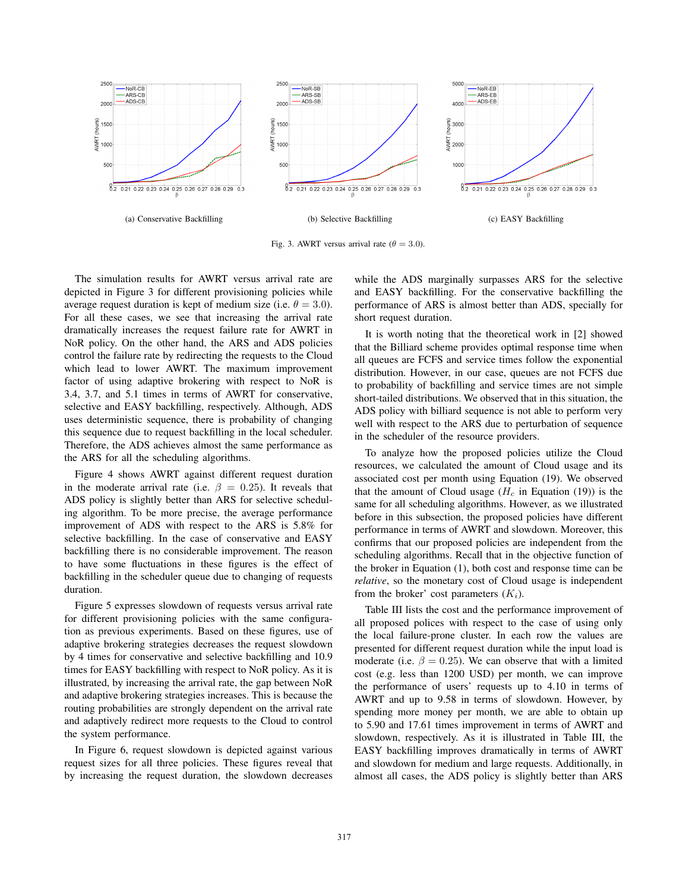(a) Conservative Backfilling

(b) Selective Backfilling

(c) EASY Backfilling

Fig. 3. AWRT versus arrival rate ($\theta = 3.0$).

The simulation results for AWRT versus arrival rate are depicted in Figure 3 for different provisioning policies while average request duration is kept of medium size (i.e. $\theta = 3.0$). For all these cases, we see that increasing the arrival rate dramatically increases the request failure rate for AWRT in NoR policy. On the other hand, the ARS and ADS policies control the failure rate by redirecting the requests to the Cloud which lead to lower AWRT. The maximum improvement factor of using adaptive brokering with respect to NoR is 3.4, 3.7, and 5.1 times in terms of AWRT for conservative, selective and EASY backfilling, respectively. Although, ADS uses deterministic sequence, there is probability of changing this sequence due to request backfilling in the local scheduler. Therefore, the ADS achieves almost the same performance as the ARS for all the scheduling algorithms.

Figure 4 shows AWRT against different request duration in the moderate arrival rate (i.e. $\beta = 0.25$). It reveals that ADS policy is slightly better than ARS for selective scheduling algorithm. To be more precise, the average performance improvement of ADS with respect to the ARS is 5.8% for selective backfilling. In the case of conservative and EASY backfilling there is no considerable improvement. The reason to have some fluctuations in these figures is the effect of backfilling in the scheduler queue due to changing of requests duration.

Figure 5 expresses slowdown of requests versus arrival rate for different provisioning policies with the same configuration as previous experiments. Based on these figures, use of adaptive brokering strategies decreases the request slowdown by 4 times for conservative and selective backfilling and 10.9 times for EASY backfilling with respect to NoR policy. As it is illustrated, by increasing the arrival rate, the gap between NoR and adaptive brokering strategies increases. This is because the routing probabilities are strongly dependent on the arrival rate and adaptively redirect more requests to the Cloud to control the system performance.

In Figure 6, request slowdown is depicted against various request sizes for all three policies. These figures reveal that by increasing the request duration, the slowdown decreases while the ADS marginally surpasses ARS for the selective and EASY backfilling. For the conservative backfilling the performance of ARS is almost better than ADS, specially for short request duration.

It is worth noting that the theoretical work in [2] showed that the Billiard scheme provides optimal response time when all queues are FCFS and service times follow the exponential distribution. However, in our case, queues are not FCFS due to probability of backfilling and service times are not simple short-tailed distributions. We observed that in this situation, the ADS policy with billiard sequence is not able to perform very well with respect to the ARS due to perturbation of sequence in the scheduler of the resource providers.

To analyze how the proposed policies utilize the Cloud resources, we calculated the amount of Cloud usage and its associated cost per month using Equation (19). We observed that the amount of Cloud usage ($H_c$ in Equation (19)) is the same for all scheduling algorithms. However, as we illustrated before in this subsection, the proposed policies have different performance in terms of AWRT and slowdown. Moreover, this confirms that our proposed policies are independent from the scheduling algorithms. Recall that in the objective function of the broker in Equation (1), both cost and response time can be *relative*, so the monetary cost of Cloud usage is independent from the broker' cost parameters ($K_i$).

Table III lists the cost and the performance improvement of all proposed polices with respect to the case of using only the local failure-prone cluster. In each row the values are presented for different request duration while the input load is moderate (i.e. $\beta = 0.25$). We can observe that with a limited cost (e.g. less than 1200 USD) per month, we can improve the performance of users' requests up to 4.10 in terms of AWRT and up to 9.58 in terms of slowdown. However, by spending more money per month, we are able to obtain up to 5.90 and 17.61 times improvement in terms of AWRT and slowdown, respectively. As it is illustrated in Table III, the EASY backfilling improves dramatically in terms of AWRT and slowdown for medium and large requests. Additionally, in almost all cases, the ADS policy is slightly better than ARS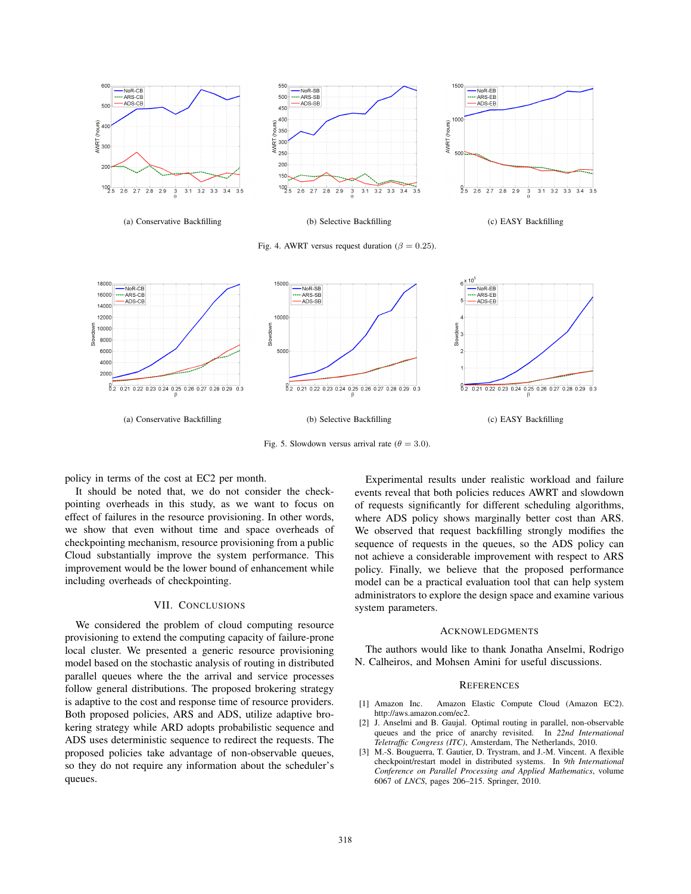(a) Conservative Backfilling

(b) Selective Backfilling

(c) EASY Backfilling

Fig. 4. AWRT versus request duration ($\beta = 0.25$).

(a) Conservative Backfilling

(b) Selective Backfilling

(c) EASY Backfilling

Fig. 5. Slowdown versus arrival rate ($\theta = 3.0$).

policy in terms of the cost at EC2 per month.

It should be noted that, we do not consider the checkpointing overheads in this study, as we want to focus on effect of failures in the resource provisioning. In other words, we show that even without time and space overheads of checkpointing mechanism, resource provisioning from a public Cloud substantially improve the system performance. This improvement would be the lower bound of enhancement while including overheads of checkpointing.

## VII. Conclusions

We considered the problem of cloud computing resource provisioning to extend the computing capacity of failure-prone local cluster. We presented a generic resource provisioning model based on the stochastic analysis of routing in distributed parallel queues where the the arrival and service processes follow general distributions. The proposed brokering strategy is adaptive to the cost and response time of resource providers. Both proposed policies, ARS and ADS, utilize adaptive brokering strategy while ARD adopts probabilistic sequence and ADS uses deterministic sequence to redirect the requests. The proposed policies take advantage of non-observable queues, so they do not require any information about the scheduler's queues.

Experimental results under realistic workload and failure events reveal that both policies reduces AWRT and slowdown of requests significantly for different scheduling algorithms, where ADS policy shows marginally better cost than ARS. We observed that request backfilling strongly modifies the sequence of requests in the queues, so the ADS policy can not achieve a considerable improvement with respect to ARS policy. Finally, we believe that the proposed performance model can be a practical evaluation tool that can help system administrators to explore the design space and examine various system parameters.

## Acknowledgments

The authors would like to thank Jonatha Anselmi, Rodrigo N. Calheiros, and Mohsen Amini for useful discussions.

## References

[1] Amazon Inc. Amazon Elastic Compute Cloud (Amazon EC2). http://aws.amazon.com/ec2.

[2] J. Anselmi and B. Gaujal. Optimal routing in parallel, non-observable queues and the price of anarchy revisited. In *22nd International Teletraffic Congress (ITC)*, Amsterdam, The Netherlands, 2010.

[3] M.-S. Bouguerra, T. Gautier, D. Trystram, and J.-M. Vincent. A flexible checkpoint/restart model in distributed systems. In *9th International Conference on Parallel Processing and Applied Mathematics*, volume 6067 of *LNCS*, pages 206–215. Springer, 2010.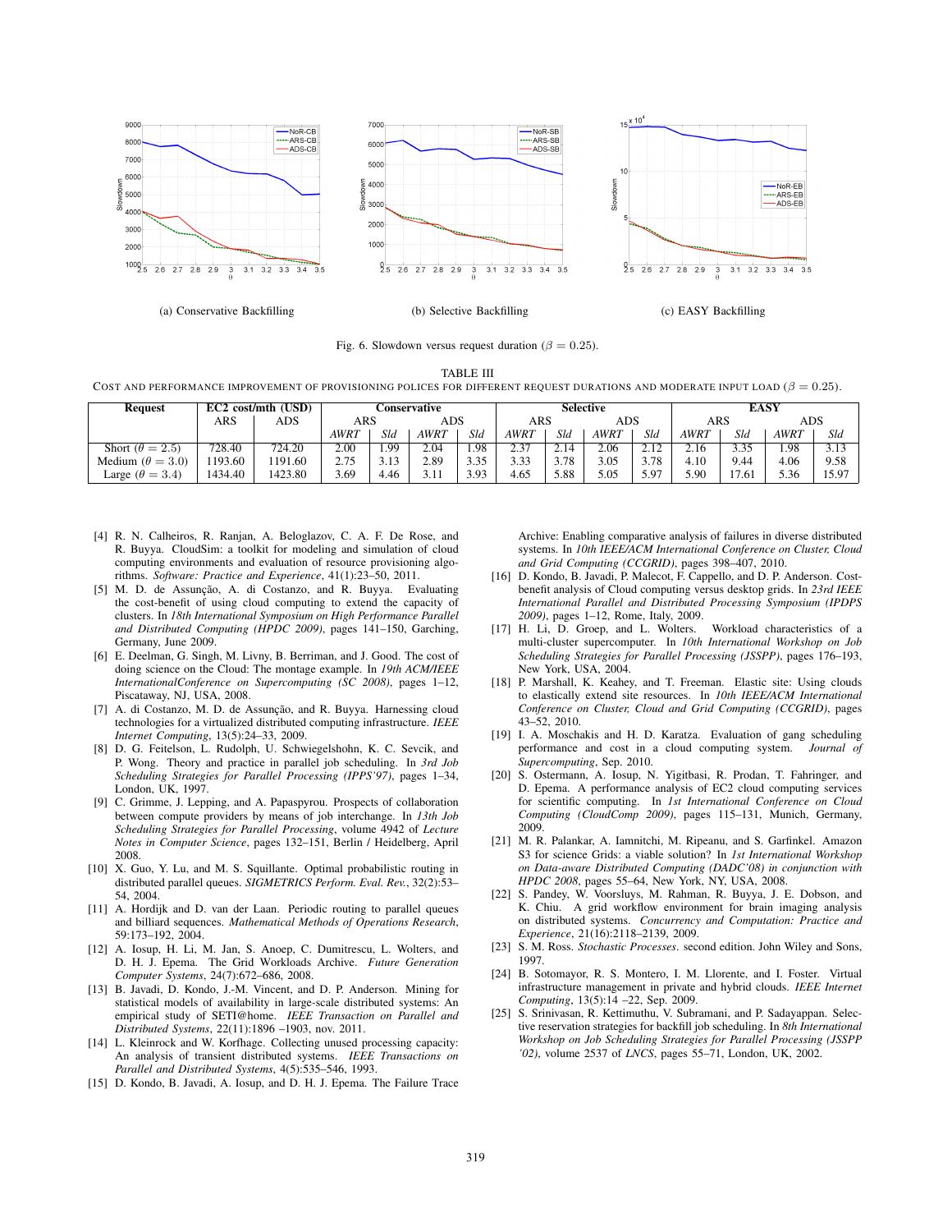9000
8000
7000
6000
5000
4000
3000
2000
1000
Slowdown
2.5 2.6 2.7 2.8 2.9 3 3.1 3.2 3.3 3.4 3.5
θ
NoR-CB
ARS-CB
ADS-CB

(a) Conservative Backfilling

7000
6000
5000
4000
3000
2000
1000
0
Slowdown
2.5 2.6 2.7 2.8 2.9 3 3.1 3.2 3.3 3.4 3.5
θ
NoR-SB
ARS-SB
ADS-SB

(b) Selective Backfilling

15 x 10^4
10
5
0
Slowdown
2.5 2.6 2.7 2.8 2.9 3 3.1 3.2 3.3 3.4 3.5
θ
NoR-EB
ARS-EB
ADS-EB

(c) EASY Backfilling

Fig. 6. Slowdown versus request duration ($\beta = 0.25$).

TABLE III
COST AND PERFORMANCE IMPROVEMENT OF PROVISIONING POLICES FOR DIFFERENT REQUEST DURATIONS AND MODERATE INPUT LOAD ($\beta = 0.25$).

| Request | EC2 cost/mth (USD) | | Conservative | | | | Selective | | | | EASY | | | |
|---|---|---|---|---|---|---|---|---|---|---|---|---|---|---|
| | ARS | ADS | ARS | | ADS | | ARS | | ADS | | ARS | | ADS | |
| | | | *AWRT* | *Sld* | *AWRT* | *Sld* | *AWRT* | *Sld* | *AWRT* | *Sld* | *AWRT* | *Sld* | *AWRT* | *Sld* |
| Short ($\theta = 2.5$) | 728.40 | 724.20 | 2.00 | 1.99 | 2.04 | 1.98 | 2.37 | 2.14 | 2.06 | 2.12 | 2.16 | 3.35 | 1.98 | 3.13 |
| Medium ($\theta = 3.0$) | 1193.60 | 1191.60 | 2.75 | 3.13 | 2.89 | 3.35 | 3.33 | 3.78 | 3.05 | 3.78 | 4.10 | 9.44 | 4.06 | 9.58 |
| Large ($\theta = 3.4$) | 1434.40 | 1423.80 | 3.69 | 4.46 | 3.11 | 3.93 | 4.65 | 5.88 | 5.05 | 5.97 | 5.90 | 17.61 | 5.36 | 15.97 |

[4] R. N. Calheiros, R. Ranjan, A. Beloglazov, C. A. F. De Rose, and R. Buyya. CloudSim: a toolkit for modeling and simulation of cloud computing environments and evaluation of resource provisioning algorithms. *Software: Practice and Experience*, 41(1):23–50, 2011.

[5] M. D. de Assunção, A. di Costanzo, and R. Buyya. Evaluating the cost-benefit of using cloud computing to extend the capacity of clusters. In *18th International Symposium on High Performance Parallel and Distributed Computing (HPDC 2009)*, pages 141–150, Garching, Germany, June 2009.

[6] E. Deelman, G. Singh, M. Livny, B. Berriman, and J. Good. The cost of doing science on the Cloud: The montage example. In *19th ACM/IEEE InternationalConference on Supercomputing (SC 2008)*, pages 1–12, Piscataway, NJ, USA, 2008.

[7] A. di Costanzo, M. D. de Assunção, and R. Buyya. Harnessing cloud technologies for a virtualized distributed computing infrastructure. *IEEE Internet Computing*, 13(5):24–33, 2009.

[8] D. G. Feitelson, L. Rudolph, U. Schwiegelshohn, K. C. Sevcik, and P. Wong. Theory and practice in parallel job scheduling. In *3rd Job Scheduling Strategies for Parallel Processing (IPPS'97)*, pages 1–34, London, UK, 1997.

[9] C. Grimme, J. Lepping, and A. Papaspyrou. Prospects of collaboration between compute providers by means of job interchange. In *13th Job Scheduling Strategies for Parallel Processing*, volume 4942 of *Lecture Notes in Computer Science*, pages 132–151, Berlin / Heidelberg, April 2008.

[10] X. Guo, Y. Lu, and M. S. Squillante. Optimal probabilistic routing in distributed parallel queues. *SIGMETRICS Perform. Eval. Rev.*, 32(2):53–54, 2004.

[11] A. Hordijk and D. van der Laan. Periodic routing to parallel queues and billiard sequences. *Mathematical Methods of Operations Research*, 59:173–192, 2004.

[12] A. Iosup, H. Li, M. Jan, S. Anoep, C. Dumitrescu, L. Wolters, and D. H. J. Epema. The Grid Workloads Archive. *Future Generation Computer Systems*, 24(7):672–686, 2008.

[13] B. Javadi, D. Kondo, J.-M. Vincent, and D. P. Anderson. Mining for statistical models of availability in large-scale distributed systems: An empirical study of SETI@home. *IEEE Transaction on Parallel and Distributed Systems*, 22(11):1896 –1903, nov. 2011.

[14] L. Kleinrock and W. Korfhage. Collecting unused processing capacity: An analysis of transient distributed systems. *IEEE Transactions on Parallel and Distributed Systems*, 4(5):535–546, 1993.

[15] D. Kondo, B. Javadi, A. Iosup, and D. H. J. Epema. The Failure Trace Archive: Enabling comparative analysis of failures in diverse distributed systems. In *10th IEEE/ACM International Conference on Cluster, Cloud and Grid Computing (CCGRID)*, pages 398–407, 2010.

[16] D. Kondo, B. Javadi, P. Malecot, F. Cappello, and D. P. Anderson. Cost-benefit analysis of Cloud computing versus desktop grids. In *23rd IEEE International Parallel and Distributed Processing Symposium (IPDPS 2009)*, pages 1–12, Rome, Italy, 2009.

[17] H. Li, D. Groep, and L. Wolters. Workload characteristics of a multi-cluster supercomputer. In *10th International Workshop on Job Scheduling Strategies for Parallel Processing (JSSPP)*, pages 176–193, New York, USA, 2004.

[18] P. Marshall, K. Keahey, and T. Freeman. Elastic site: Using clouds to elastically extend site resources. In *10th IEEE/ACM International Conference on Cluster, Cloud and Grid Computing (CCGRID)*, pages 43–52, 2010.

[19] I. A. Moschakis and H. D. Karatza. Evaluation of gang scheduling performance and cost in a cloud computing system. *Journal of Supercomputing*, Sep. 2010.

[20] S. Ostermann, A. Iosup, N. Yigitbasi, R. Prodan, T. Fahringer, and D. Epema. A performance analysis of EC2 cloud computing services for scientific computing. In *1st International Conference on Cloud Computing (CloudComp 2009)*, pages 115–131, Munich, Germany, 2009.

[21] M. R. Palankar, A. Iamnitchi, M. Ripeanu, and S. Garfinkel. Amazon S3 for science Grids: a viable solution? In *1st International Workshop on Data-aware Distributed Computing (DADC'08) in conjunction with HPDC 2008*, pages 55–64, New York, NY, USA, 2008.

[22] S. Pandey, W. Voorsluys, M. Rahman, R. Buyya, J. E. Dobson, and K. Chiu. A grid workflow environment for brain imaging analysis on distributed systems. *Concurrency and Computation: Practice and Experience*, 21(16):2118–2139, 2009.

[23] S. M. Ross. *Stochastic Processes*. second edition. John Wiley and Sons, 1997.

[24] B. Sotomayor, R. S. Montero, I. M. Llorente, and I. Foster. Virtual infrastructure management in private and hybrid clouds. *IEEE Internet Computing*, 13(5):14 –22, Sep. 2009.

[25] S. Srinivasan, R. Kettimuthu, V. Subramani, and P. Sadayappan. Selective reservation strategies for backfill job scheduling. In *8th International Workshop on Job Scheduling Strategies for Parallel Processing (JSSPP '02)*, volume 2537 of *LNCS*, pages 55–71, London, UK, 2002.